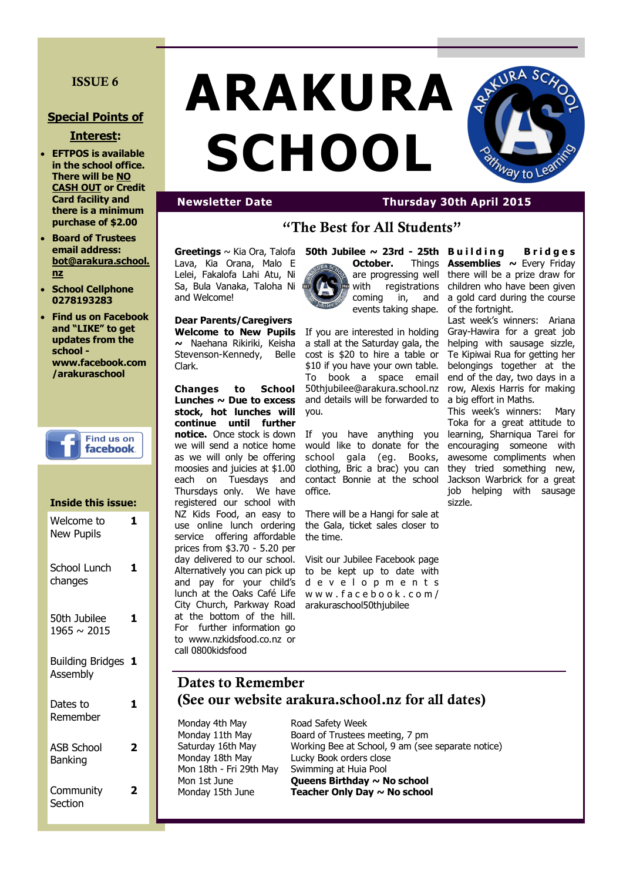# ARAKURA SCHOOL

**Newsletter Date** — **Thursday 30th April 2015**

ISSUE 6

## Special Points of Interest:

- **EFTPOS is available in the school office. There will be NO CASH OUT or Credit Card facility and there is a minimum purchase of $2.00**
- **Board of Trustees email address: bot@arakura.school.nz**
- **School Cellphone 0278193283**
- **Find us on Facebook and "LIKE" to get updates from the school - www.facebook.com/arakuraschool**

Find us on facebook

**Inside this issue:**

| | |
|---|---|
| Welcome to New Pupils | 1 |
| School Lunch changes | 1 |
| 50th Jubilee 1965 ~ 2015 | 1 |
| Building Bridges Assembly | 1 |
| Dates to Remember | 1 |
| ASB School Banking | 2 |
| Community Section | 2 |

## "The Best for All Students"

**Greetings** ~ Kia Ora, Talofa Lava, Kia Orana, Malo E Lelei, Fakalofa Lahi Atu, Ni Sa, Bula Vanaka, Taloha Ni and Welcome!

**Dear Parents/Caregivers**

**Welcome to New Pupils ~** Naehana Rikiriki, Keisha Stevenson-Kennedy, Belle Clark.

**Changes to School Lunches ~ Due to excess stock, hot lunches will continue until further notice.** Once stock is down we will send a notice home as we will only be offering moosies and juicies at $1.00 each on Tuesdays and Thursdays only. We have registered our school with NZ Kids Food, an easy to use online lunch ordering service offering affordable prices from $3.70 - 5.20 per day delivered to our school. Alternatively you can pick up and pay for your child's lunch at the Oaks Café Life City Church, Parkway Road at the bottom of the hill. For further information go to www.nzkidsfood.co.nz or call 0800kidsfood

**50th Jubilee ~ 23rd - 25th October.** Things are progressing well with registrations coming in, and events taking shape.

If you are interested in holding a stall at the Saturday gala, the cost is $20 to hire a table or $10 if you have your own table. To book a space email 50thjubilee@arakura.school.nz and details will be forwarded to you.

If you have anything you would like to donate for the school gala (eg. Books, clothing, Bric a brac) you can contact Bonnie at the school office.

There will be a Hangi for sale at the Gala, ticket sales closer to the time.

Visit our Jubilee Facebook page to be kept up to date with developments www.facebook.com/arakuraschool50thjubilee

**Building Bridges Assemblies ~** Every Friday there will be a prize draw for children who have been given a gold card during the course of the fortnight.

Last week's winners: Ariana Gray-Hawira for a great job helping with sausage sizzle, Te Kipiwai Rua for getting her belongings together at the end of the day, two days in a row, Alexis Harris for making a big effort in Maths.

This week's winners: Mary Toka for a great attitude to learning, Sharniqua Tarei for encouraging someone with awesome compliments when they tried something new, Jackson Warbrick for a great job helping with sausage sizzle.

## Dates to Remember
## (See our website arakura.school.nz for all dates)

| | |
|---|---|
| Monday 4th May | Road Safety Week |
| Monday 11th May | Board of Trustees meeting, 7 pm |
| Saturday 16th May | Working Bee at School, 9 am (see separate notice) |
| Monday 18th May | Lucky Book orders close |
| Mon 18th - Fri 29th May | Swimming at Huia Pool |
| Mon 1st June | **Queens Birthday ~ No school** |
| Monday 15th June | **Teacher Only Day ~ No school** |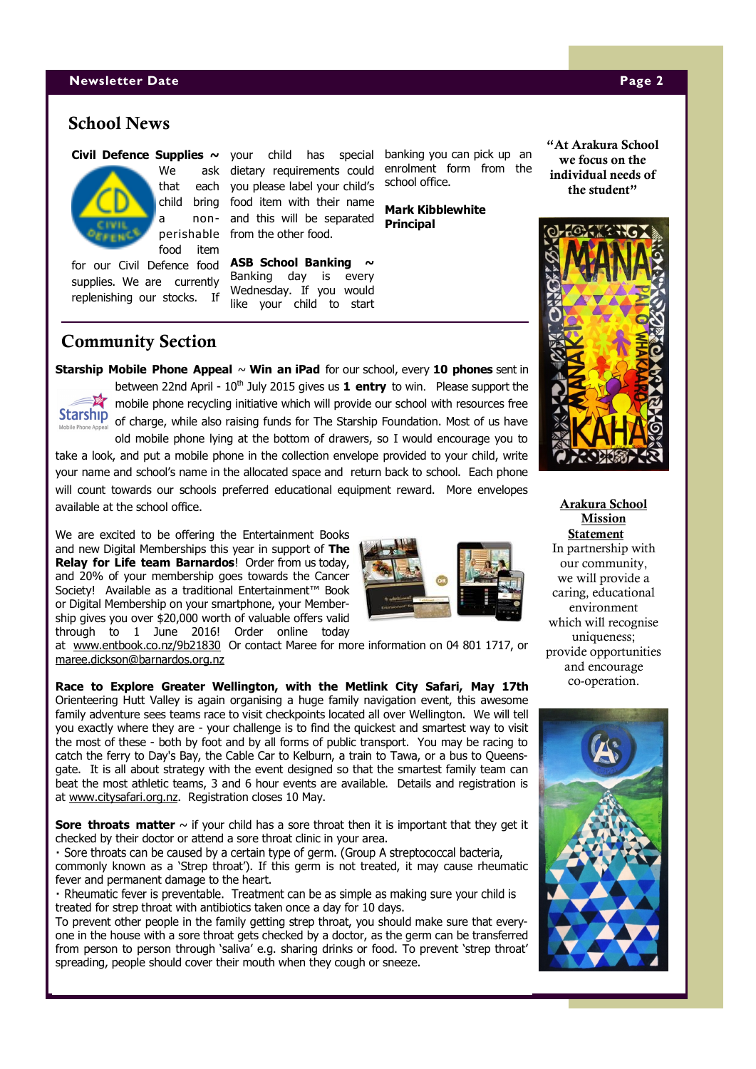## School News

**Civil Defence Supplies ~** We ask that each child bring a non-perishable food item for our Civil Defence food supplies. We are currently replenishing our stocks. If your child has special dietary requirements could you please label your child's food item with their name and this will be separated from the other food.

**ASB School Banking ~** Banking day is every Wednesday. If you would like your child to start banking you can pick up an enrolment form from the school office.

**Mark Kibblewhite**
**Principal**

"At Arakura School we focus on the individual needs of the student"

## Community Section

**Starship Mobile Phone Appeal** ~ **Win an iPad** for our school, every **10 phones** sent in between 22nd April - 10th July 2015 gives us **1 entry** to win. Please support the mobile phone recycling initiative which will provide our school with resources free of charge, while also raising funds for The Starship Foundation. Most of us have old mobile phone lying at the bottom of drawers, so I would encourage you to take a look, and put a mobile phone in the collection envelope provided to your child, write your name and school's name in the allocated space and return back to school. Each phone will count towards our schools preferred educational equipment reward. More envelopes available at the school office.

We are excited to be offering the Entertainment Books and new Digital Memberships this year in support of **The Relay for Life team Barnardos**! Order from us today, and 20% of your membership goes towards the Cancer Society! Available as a traditional Entertainment™ Book or Digital Membership on your smartphone, your Membership gives you over $20,000 worth of valuable offers valid through to 1 June 2016! Order online today at www.entbook.co.nz/9b21830 Or contact Maree for more information on 04 801 1717, or maree.dickson@barnardos.org.nz

**Race to Explore Greater Wellington, with the Metlink City Safari, May 17th** Orienteering Hutt Valley is again organising a huge family navigation event, this awesome family adventure sees teams race to visit checkpoints located all over Wellington. We will tell you exactly where they are - your challenge is to find the quickest and smartest way to visit the most of these - both by foot and by all forms of public transport. You may be racing to catch the ferry to Day's Bay, the Cable Car to Kelburn, a train to Tawa, or a bus to Queensgate. It is all about strategy with the event designed so that the smartest family team can beat the most athletic teams, 3 and 6 hour events are available. Details and registration is at www.citysafari.org.nz. Registration closes 10 May.

**Sore throats matter** ~ if your child has a sore throat then it is important that they get it checked by their doctor or attend a sore throat clinic in your area.

- Sore throats can be caused by a certain type of germ. (Group A streptococcal bacteria, commonly known as a 'Strep throat'). If this germ is not treated, it may cause rheumatic fever and permanent damage to the heart.
- Rheumatic fever is preventable. Treatment can be as simple as making sure your child is treated for strep throat with antibiotics taken once a day for 10 days.

To prevent other people in the family getting strep throat, you should make sure that everyone in the house with a sore throat gets checked by a doctor, as the germ can be transferred from person to person through 'saliva' e.g. sharing drinks or food. To prevent 'strep throat' spreading, people should cover their mouth when they cough or sneeze.

**Arakura School Mission Statement**

In partnership with our community, we will provide a caring, educational environment which will recognise uniqueness; provide opportunities and encourage co-operation.